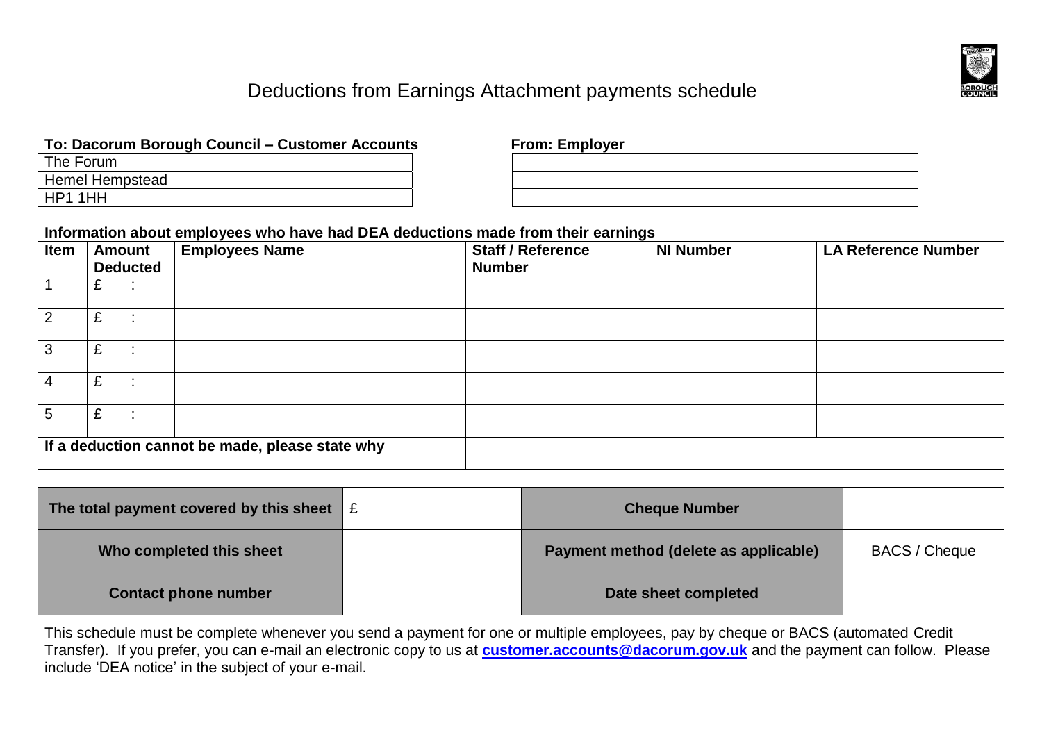# Deductions from Earnings Attachment payments schedule

| **To: Dacorum Borough Council – Customer Accounts** |
| --- |
| The Forum |
| Hemel Hempstead |
| HP1 1HH |

| **From: Employer** |
| --- |
| |
| |
| |

**Information about employees who have had DEA deductions made from their earnings**

| Item | Amount Deducted | Employees Name | Staff / Reference Number | NI Number | LA Reference Number |
| --- | --- | --- | --- | --- | --- |
| 1 | £ : | | | | |
| 2 | £ : | | | | |
| 3 | £ : | | | | |
| 4 | £ : | | | | |
| 5 | £ : | | | | |
| **If a deduction cannot be made, please state why** | | | | | |

| **The total payment covered by this sheet** | £ | **Cheque Number** | |
| --- | --- | --- | --- |
| **Who completed this sheet** | | **Payment method (delete as applicable)** | BACS / Cheque |
| **Contact phone number** | | **Date sheet completed** | |

This schedule must be complete whenever you send a payment for one or multiple employees, pay by cheque or BACS (automated Credit Transfer). If you prefer, you can e-mail an electronic copy to us at **customer.accounts@dacorum.gov.uk** and the payment can follow. Please include 'DEA notice' in the subject of your e-mail.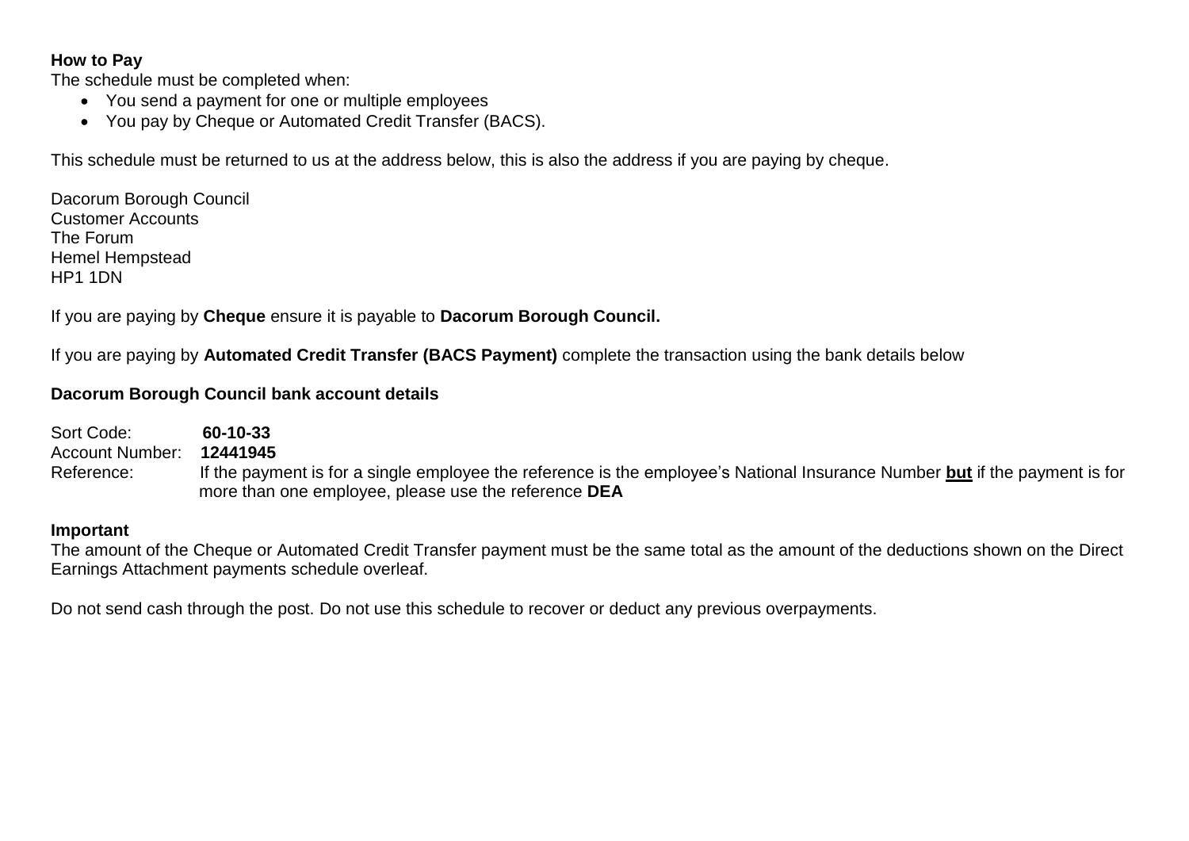**How to Pay**

The schedule must be completed when:

- You send a payment for one or multiple employees
- You pay by Cheque or Automated Credit Transfer (BACS).

This schedule must be returned to us at the address below, this is also the address if you are paying by cheque.

Dacorum Borough Council
Customer Accounts
The Forum
Hemel Hempstead
HP1 1DN

If you are paying by **Cheque** ensure it is payable to **Dacorum Borough Council.**

If you are paying by **Automated Credit Transfer (BACS Payment)** complete the transaction using the bank details below

**Dacorum Borough Council bank account details**

Sort Code: **60-10-33**
Account Number: **12441945**
Reference: If the payment is for a single employee the reference is the employee's National Insurance Number **<u>but</u>** if the payment is for more than one employee, please use the reference **DEA**

**Important**

The amount of the Cheque or Automated Credit Transfer payment must be the same total as the amount of the deductions shown on the Direct Earnings Attachment payments schedule overleaf.

Do not send cash through the post. Do not use this schedule to recover or deduct any previous overpayments.